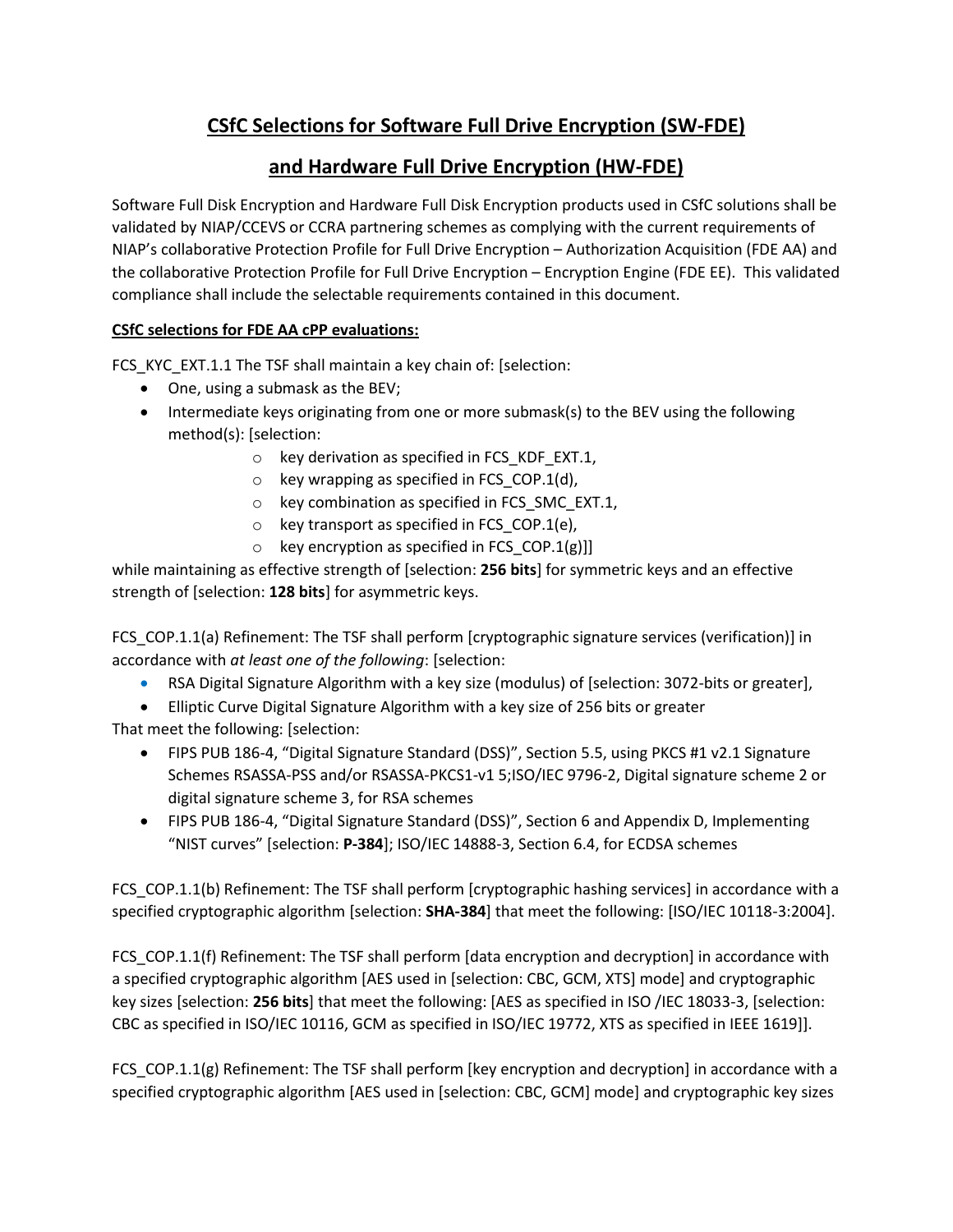# CSfC Selections for Software Full Drive Encryption (SW-FDE)

# and Hardware Full Drive Encryption (HW-FDE)

Software Full Disk Encryption and Hardware Full Disk Encryption products used in CSfC solutions shall be validated by NIAP/CCEVS or CCRA partnering schemes as complying with the current requirements of NIAP's collaborative Protection Profile for Full Drive Encryption – Authorization Acquisition (FDE AA) and the collaborative Protection Profile for Full Drive Encryption – Encryption Engine (FDE EE). This validated compliance shall include the selectable requirements contained in this document.

## CSfC selections for FDE AA cPP evaluations:

FCS_KYC_EXT.1.1 The TSF shall maintain a key chain of: [selection:

- One, using a submask as the BEV;
- Intermediate keys originating from one or more submask(s) to the BEV using the following method(s): [selection:
  - key derivation as specified in FCS_KDF_EXT.1,
  - key wrapping as specified in FCS_COP.1(d),
  - key combination as specified in FCS_SMC_EXT.1,
  - key transport as specified in FCS_COP.1(e),
  - key encryption as specified in FCS_COP.1(g)]]

while maintaining as effective strength of [selection: **256 bits**] for symmetric keys and an effective strength of [selection: **128 bits**] for asymmetric keys.

FCS_COP.1.1(a) Refinement: The TSF shall perform [cryptographic signature services (verification)] in accordance with *at least one of the following*: [selection:

- RSA Digital Signature Algorithm with a key size (modulus) of [selection: 3072-bits or greater],
- Elliptic Curve Digital Signature Algorithm with a key size of 256 bits or greater

That meet the following: [selection:

- FIPS PUB 186-4, "Digital Signature Standard (DSS)", Section 5.5, using PKCS #1 v2.1 Signature Schemes RSASSA-PSS and/or RSASSA-PKCS1-v1 5;ISO/IEC 9796-2, Digital signature scheme 2 or digital signature scheme 3, for RSA schemes
- FIPS PUB 186-4, "Digital Signature Standard (DSS)", Section 6 and Appendix D, Implementing "NIST curves" [selection: **P-384**]; ISO/IEC 14888-3, Section 6.4, for ECDSA schemes

FCS_COP.1.1(b) Refinement: The TSF shall perform [cryptographic hashing services] in accordance with a specified cryptographic algorithm [selection: **SHA-384**] that meet the following: [ISO/IEC 10118-3:2004].

FCS_COP.1.1(f) Refinement: The TSF shall perform [data encryption and decryption] in accordance with a specified cryptographic algorithm [AES used in [selection: CBC, GCM, XTS] mode] and cryptographic key sizes [selection: **256 bits**] that meet the following: [AES as specified in ISO /IEC 18033-3, [selection: CBC as specified in ISO/IEC 10116, GCM as specified in ISO/IEC 19772, XTS as specified in IEEE 1619]].

FCS_COP.1.1(g) Refinement: The TSF shall perform [key encryption and decryption] in accordance with a specified cryptographic algorithm [AES used in [selection: CBC, GCM] mode] and cryptographic key sizes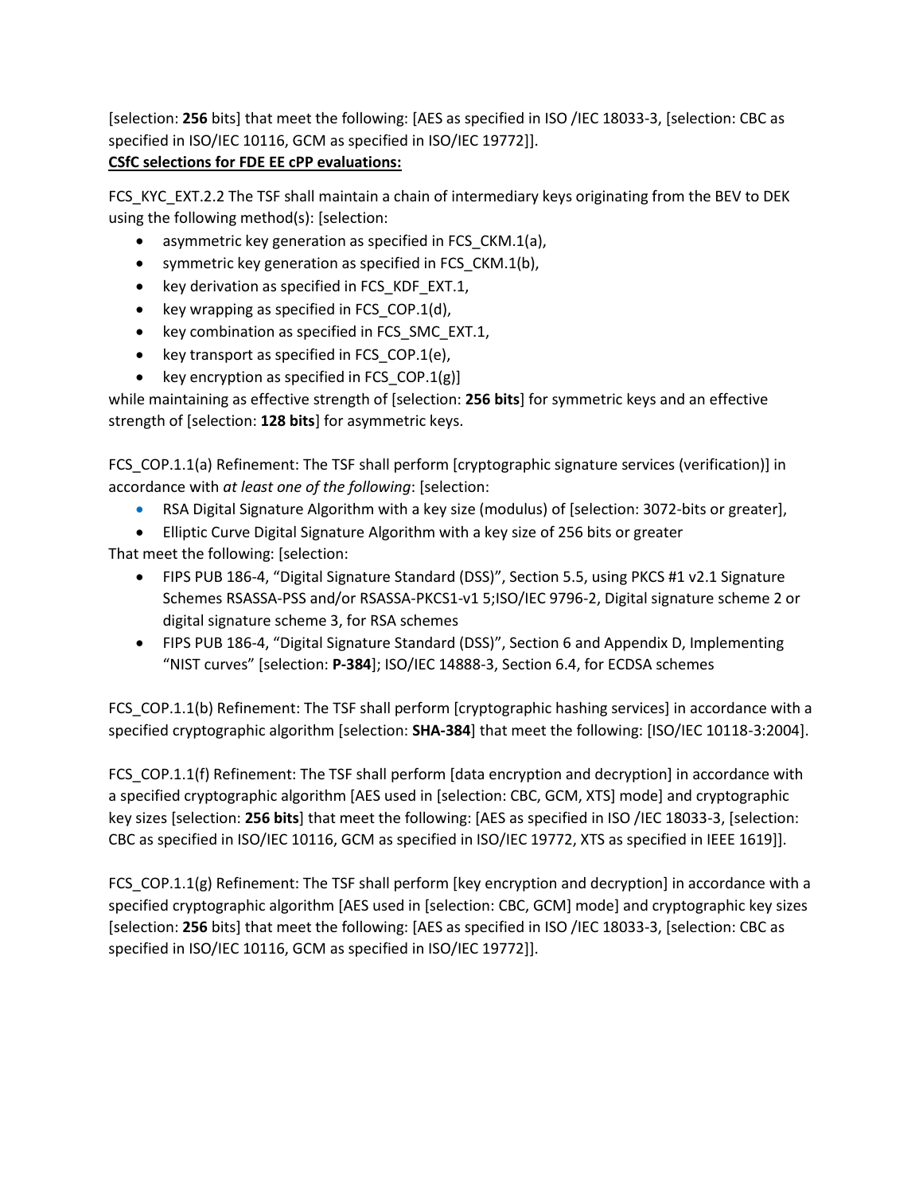[selection: **256** bits] that meet the following: [AES as specified in ISO /IEC 18033-3, [selection: CBC as specified in ISO/IEC 10116, GCM as specified in ISO/IEC 19772]].

**CSfC selections for FDE EE cPP evaluations:**

FCS_KYC_EXT.2.2 The TSF shall maintain a chain of intermediary keys originating from the BEV to DEK using the following method(s): [selection:

- asymmetric key generation as specified in FCS_CKM.1(a),
- symmetric key generation as specified in FCS_CKM.1(b),
- key derivation as specified in FCS_KDF_EXT.1,
- key wrapping as specified in FCS_COP.1(d),
- key combination as specified in FCS_SMC_EXT.1,
- key transport as specified in FCS_COP.1(e),
- key encryption as specified in FCS_COP.1(g)]

while maintaining as effective strength of [selection: **256 bits**] for symmetric keys and an effective strength of [selection: **128 bits**] for asymmetric keys.

FCS_COP.1.1(a) Refinement: The TSF shall perform [cryptographic signature services (verification)] in accordance with *at least one of the following*: [selection:

- RSA Digital Signature Algorithm with a key size (modulus) of [selection: 3072-bits or greater],
- Elliptic Curve Digital Signature Algorithm with a key size of 256 bits or greater

That meet the following: [selection:

- FIPS PUB 186-4, “Digital Signature Standard (DSS)”, Section 5.5, using PKCS #1 v2.1 Signature Schemes RSASSA-PSS and/or RSASSA-PKCS1-v1 5;ISO/IEC 9796-2, Digital signature scheme 2 or digital signature scheme 3, for RSA schemes
- FIPS PUB 186-4, “Digital Signature Standard (DSS)”, Section 6 and Appendix D, Implementing “NIST curves” [selection: **P-384**]; ISO/IEC 14888-3, Section 6.4, for ECDSA schemes

FCS_COP.1.1(b) Refinement: The TSF shall perform [cryptographic hashing services] in accordance with a specified cryptographic algorithm [selection: **SHA-384**] that meet the following: [ISO/IEC 10118-3:2004].

FCS_COP.1.1(f) Refinement: The TSF shall perform [data encryption and decryption] in accordance with a specified cryptographic algorithm [AES used in [selection: CBC, GCM, XTS] mode] and cryptographic key sizes [selection: **256 bits**] that meet the following: [AES as specified in ISO /IEC 18033-3, [selection: CBC as specified in ISO/IEC 10116, GCM as specified in ISO/IEC 19772, XTS as specified in IEEE 1619]].

FCS_COP.1.1(g) Refinement: The TSF shall perform [key encryption and decryption] in accordance with a specified cryptographic algorithm [AES used in [selection: CBC, GCM] mode] and cryptographic key sizes [selection: **256** bits] that meet the following: [AES as specified in ISO /IEC 18033-3, [selection: CBC as specified in ISO/IEC 10116, GCM as specified in ISO/IEC 19772]].